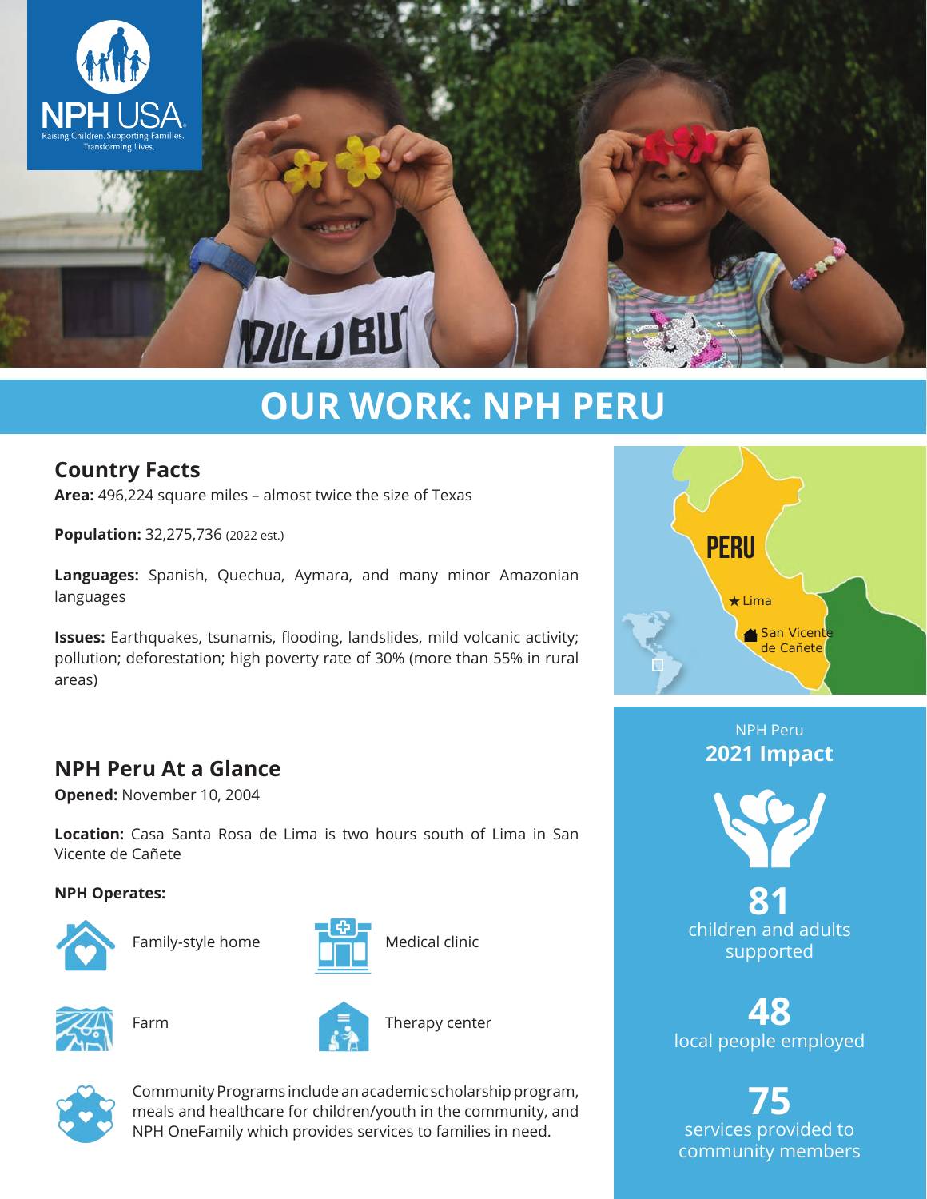NPH USA
Raising Children. Supporting Families. Transforming Lives.

# OUR WORK: NPH PERU

## Country Facts

**Area:** 496,224 square miles – almost twice the size of Texas

**Population:** 32,275,736 (2022 est.)

**Languages:** Spanish, Quechua, Aymara, and many minor Amazonian languages

**Issues:** Earthquakes, tsunamis, flooding, landslides, mild volcanic activity; pollution; deforestation; high poverty rate of 30% (more than 55% in rural areas)

PERU
Lima
San Vicente de Cañete

## NPH Peru At a Glance

**Opened:** November 10, 2004

**Location:** Casa Santa Rosa de Lima is two hours south of Lima in San Vicente de Cañete

**NPH Operates:**

- Family-style home
- Medical clinic
- Farm
- Therapy center
- Community Programs include an academic scholarship program, meals and healthcare for children/youth in the community, and NPH OneFamily which provides services to families in need.

NPH Peru
### 2021 Impact

**81**
children and adults supported

**48**
local people employed

**75**
services provided to community members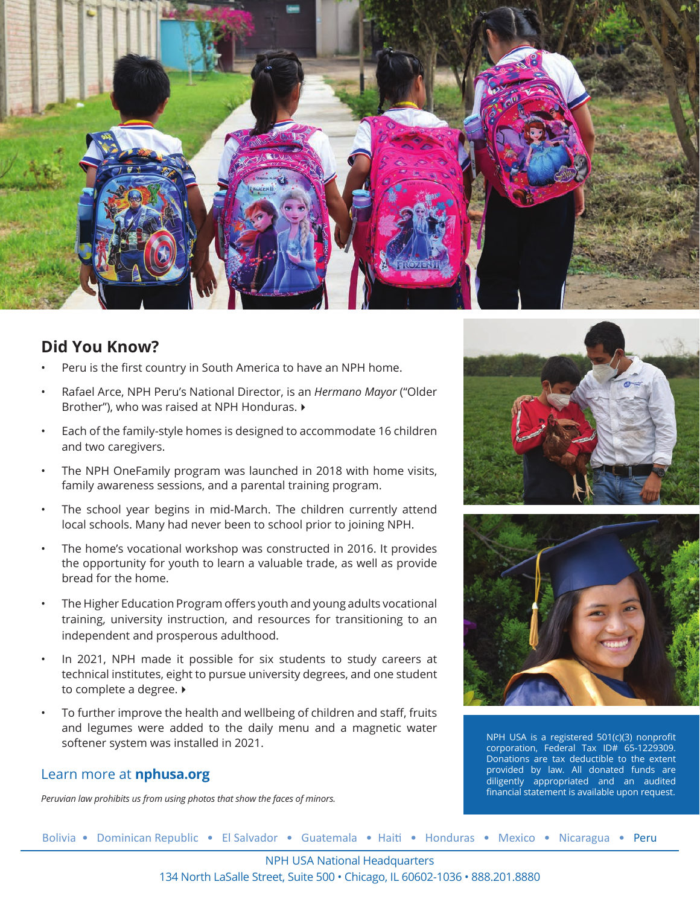## Did You Know?

- Peru is the first country in South America to have an NPH home.
- Rafael Arce, NPH Peru's National Director, is an *Hermano Mayor* ("Older Brother"), who was raised at NPH Honduras. ▸
- Each of the family-style homes is designed to accommodate 16 children and two caregivers.
- The NPH OneFamily program was launched in 2018 with home visits, family awareness sessions, and a parental training program.
- The school year begins in mid-March. The children currently attend local schools. Many had never been to school prior to joining NPH.
- The home's vocational workshop was constructed in 2016. It provides the opportunity for youth to learn a valuable trade, as well as provide bread for the home.
- The Higher Education Program offers youth and young adults vocational training, university instruction, and resources for transitioning to an independent and prosperous adulthood.
- In 2021, NPH made it possible for six students to study careers at technical institutes, eight to pursue university degrees, and one student to complete a degree. ▸
- To further improve the health and wellbeing of children and staff, fruits and legumes were added to the daily menu and a magnetic water softener system was installed in 2021.

Learn more at **nphusa.org**

*Peruvian law prohibits us from using photos that show the faces of minors.*

NPH USA is a registered 501(c)(3) nonprofit corporation, Federal Tax ID# 65-1229309. Donations are tax deductible to the extent provided by law. All donated funds are diligently appropriated and an audited financial statement is available upon request.

Bolivia • Dominican Republic • El Salvador • Guatemala • Haiti • Honduras • Mexico • Nicaragua • Peru

NPH USA National Headquarters
134 North LaSalle Street, Suite 500 • Chicago, IL 60602-1036 • 888.201.8880